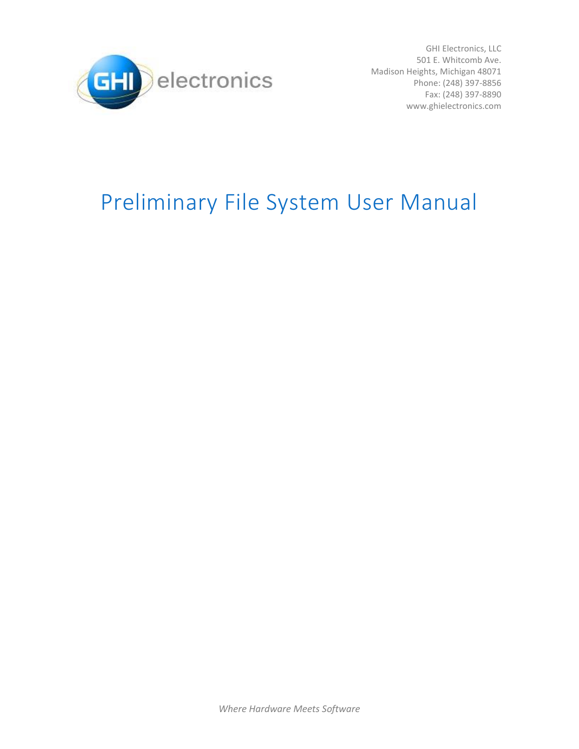GHI Electronics, LLC
501 E. Whitcomb Ave.
Madison Heights, Michigan 48071
Phone: (248) 397-8856
Fax: (248) 397-8890
www.ghielectronics.com

# Preliminary File System User Manual

*Where Hardware Meets Software*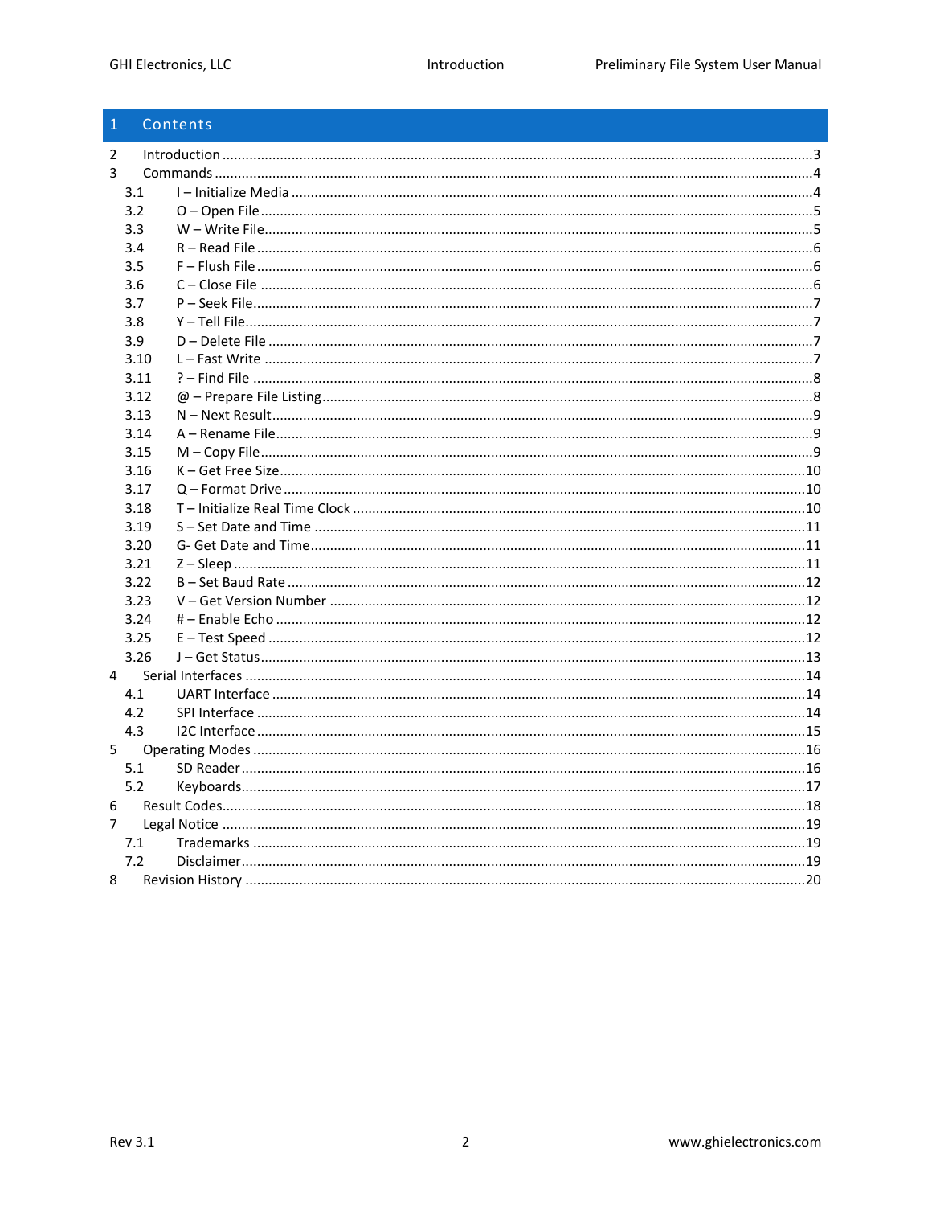# 1 Contents

2 Introduction ........................................................................................................................................3
3 Commands ...........................................................................................................................................4
  3.1 I – Initialize Media ..........................................................................................................................4
  3.2 O – Open File ..................................................................................................................................5
  3.3 W – Write File ..................................................................................................................................5
  3.4 R – Read File ....................................................................................................................................6
  3.5 F – Flush File ....................................................................................................................................6
  3.6 C – Close File ....................................................................................................................................6
  3.7 P – Seek File .....................................................................................................................................7
  3.8 Y – Tell File .......................................................................................................................................7
  3.9 D – Delete File ..................................................................................................................................7
  3.10 L – Fast Write ..................................................................................................................................7
  3.11 ? – Find File ....................................................................................................................................8
  3.12 @ – Prepare File Listing ..................................................................................................................8
  3.13 N – Next Result ...............................................................................................................................9
  3.14 A – Rename File ..............................................................................................................................9
  3.15 M – Copy File ..................................................................................................................................9
  3.16 K – Get Free Size ..........................................................................................................................10
  3.17 Q – Format Drive ..........................................................................................................................10
  3.18 T – Initialize Real Time Clock .......................................................................................................10
  3.19 S – Set Date and Time ..................................................................................................................11
  3.20 G- Get Date and Time ...................................................................................................................11
  3.21 Z – Sleep .......................................................................................................................................11
  3.22 B – Set Baud Rate .........................................................................................................................12
  3.23 V – Get Version Number ..............................................................................................................12
  3.24 # – Enable Echo ............................................................................................................................12
  3.25 E – Test Speed ..............................................................................................................................12
  3.26 J – Get Status ................................................................................................................................13
4 Serial Interfaces ..................................................................................................................................14
  4.1 UART Interface ..............................................................................................................................14
  4.2 SPI Interface ..................................................................................................................................14
  4.3 I2C Interface ..................................................................................................................................15
5 Operating Modes .................................................................................................................................16
  5.1 SD Reader ......................................................................................................................................16
  5.2 Keyboards ......................................................................................................................................17
6 Result Codes .......................................................................................................................................18
7 Legal Notice ........................................................................................................................................19
  7.1 Trademarks ...................................................................................................................................19
  7.2 Disclaimer ......................................................................................................................................19
8 Revision History ..................................................................................................................................20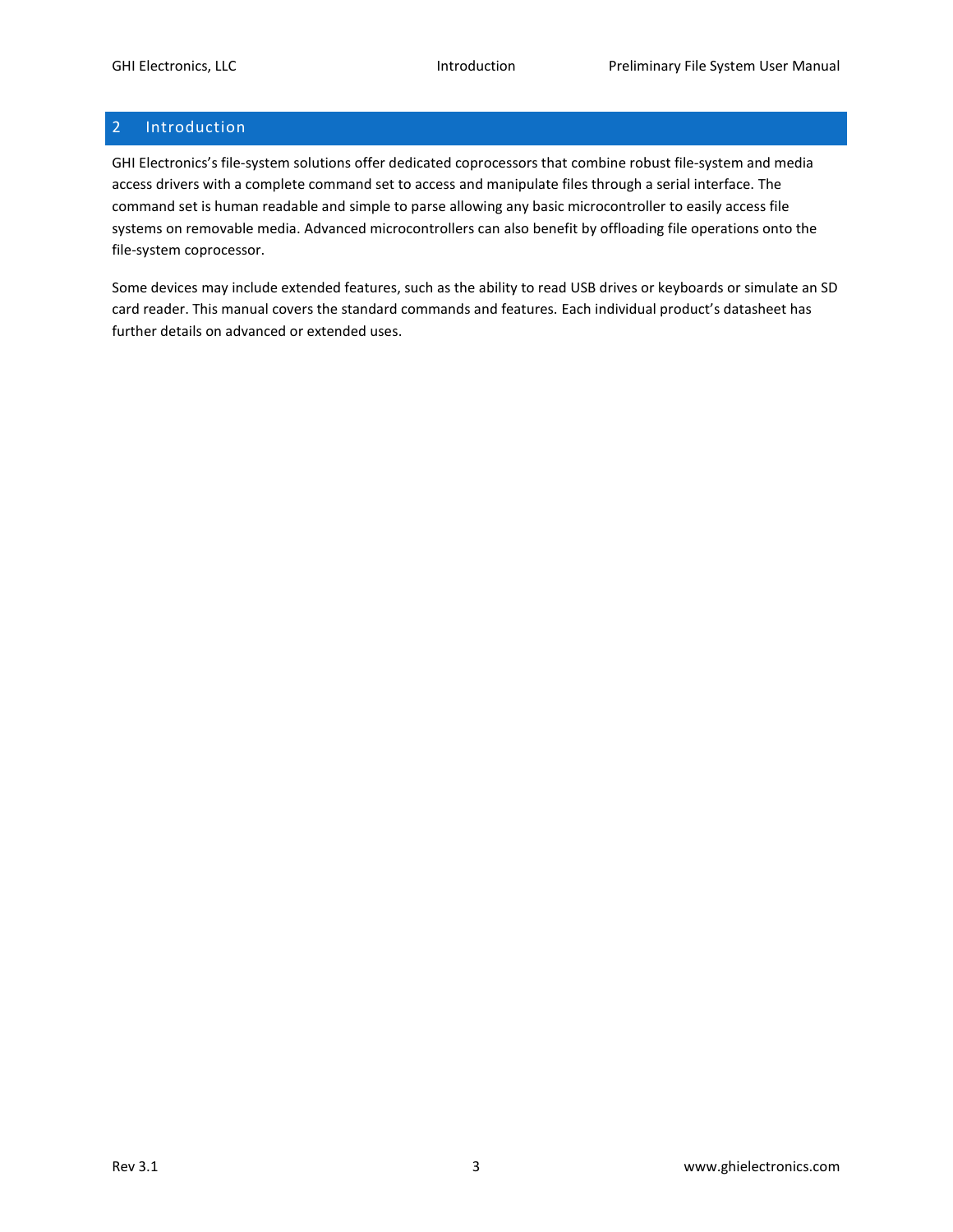## 2 Introduction

GHI Electronics's file-system solutions offer dedicated coprocessors that combine robust file-system and media access drivers with a complete command set to access and manipulate files through a serial interface. The command set is human readable and simple to parse allowing any basic microcontroller to easily access file systems on removable media. Advanced microcontrollers can also benefit by offloading file operations onto the file-system coprocessor.

Some devices may include extended features, such as the ability to read USB drives or keyboards or simulate an SD card reader. This manual covers the standard commands and features. Each individual product's datasheet has further details on advanced or extended uses.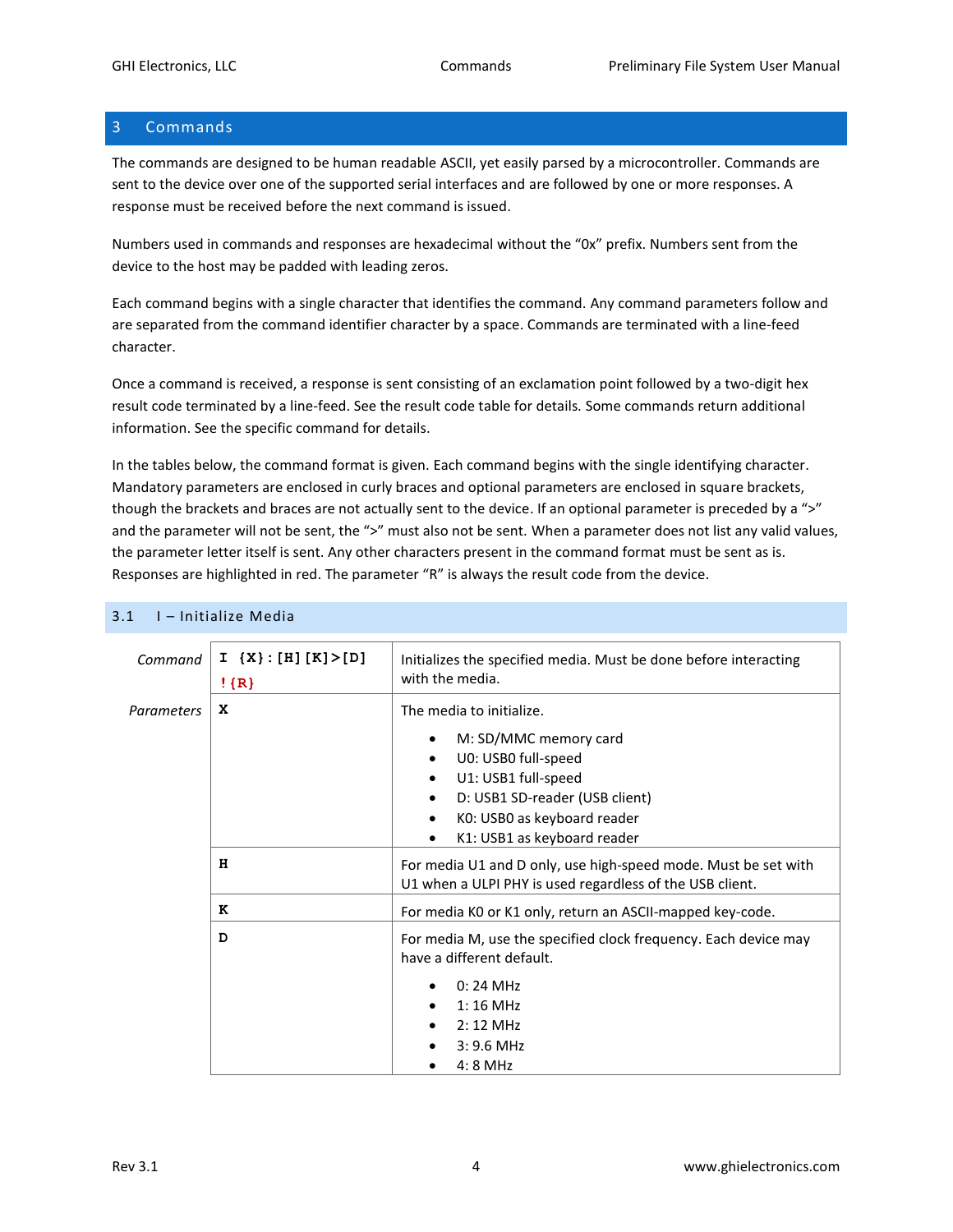# 3 Commands

The commands are designed to be human readable ASCII, yet easily parsed by a microcontroller. Commands are sent to the device over one of the supported serial interfaces and are followed by one or more responses. A response must be received before the next command is issued.

Numbers used in commands and responses are hexadecimal without the “0x” prefix. Numbers sent from the device to the host may be padded with leading zeros.

Each command begins with a single character that identifies the command. Any command parameters follow and are separated from the command identifier character by a space. Commands are terminated with a line-feed character.

Once a command is received, a response is sent consisting of an exclamation point followed by a two-digit hex result code terminated by a line-feed. See the result code table for details. Some commands return additional information. See the specific command for details.

In the tables below, the command format is given. Each command begins with the single identifying character. Mandatory parameters are enclosed in curly braces and optional parameters are enclosed in square brackets, though the brackets and braces are not actually sent to the device. If an optional parameter is preceded by a “>” and the parameter will not be sent, the “>” must also not be sent. When a parameter does not list any valid values, the parameter letter itself is sent. Any other characters present in the command format must be sent as is. Responses are highlighted in red. The parameter “R” is always the result code from the device.

## 3.1 I – Initialize Media

| | | |
|---|---|---|
| *Command* | `I {X}:[H][K]>[D]`<br>`!{R}` | Initializes the specified media. Must be done before interacting with the media. |
| *Parameters* | **X** | The media to initialize.<br>• M: SD/MMC memory card<br>• U0: USB0 full-speed<br>• U1: USB1 full-speed<br>• D: USB1 SD-reader (USB client)<br>• K0: USB0 as keyboard reader<br>• K1: USB1 as keyboard reader |
| | **H** | For media U1 and D only, use high-speed mode. Must be set with U1 when a ULPI PHY is used regardless of the USB client. |
| | **K** | For media K0 or K1 only, return an ASCII-mapped key-code. |
| | **D** | For media M, use the specified clock frequency. Each device may have a different default.<br>• 0: 24 MHz<br>• 1: 16 MHz<br>• 2: 12 MHz<br>• 3: 9.6 MHz<br>• 4: 8 MHz |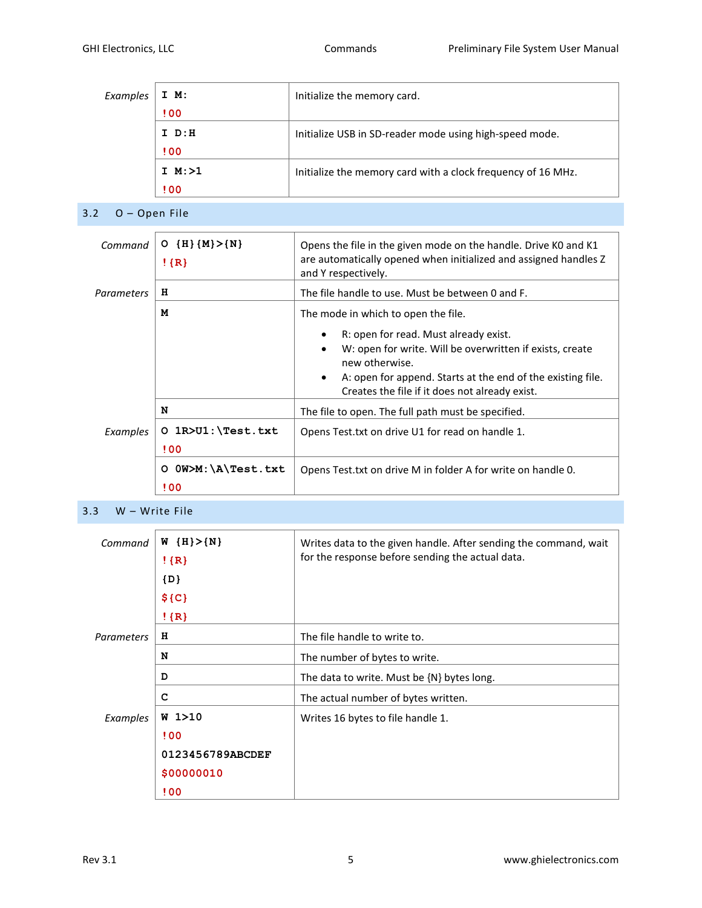| | | |
|---|---|---|
| *Examples* | `I M:`<br>`!00` | Initialize the memory card. |
| | `I D:H`<br>`!00` | Initialize USB in SD-reader mode using high-speed mode. |
| | `I M:>1`<br>`!00` | Initialize the memory card with a clock frequency of 16 MHz. |

## 3.2 O – Open File

| | | |
|---|---|---|
| *Command* | `O {H}{M}>{N}`<br>`!{R}` | Opens the file in the given mode on the handle. Drive K0 and K1 are automatically opened when initialized and assigned handles Z and Y respectively. |
| *Parameters* | **H** | The file handle to use. Must be between 0 and F. |
| | **M** | The mode in which to open the file.<br>• R: open for read. Must already exist.<br>• W: open for write. Will be overwritten if exists, create new otherwise.<br>• A: open for append. Starts at the end of the existing file. Creates the file if it does not already exist. |
| | **N** | The file to open. The full path must be specified. |
| *Examples* | `O 1R>U1:\Test.txt`<br>`!00` | Opens Test.txt on drive U1 for read on handle 1. |
| | `O 0W>M:\A\Test.txt`<br>`!00` | Opens Test.txt on drive M in folder A for write on handle 0. |

## 3.3 W – Write File

| | | |
|---|---|---|
| *Command* | `W {H}>{N}`<br>`!{R}`<br>`{D}`<br>`${C}`<br>`!{R}` | Writes data to the given handle. After sending the command, wait for the response before sending the actual data. |
| *Parameters* | **H** | The file handle to write to. |
| | **N** | The number of bytes to write. |
| | **D** | The data to write. Must be {N} bytes long. |
| | **C** | The actual number of bytes written. |
| *Examples* | `W 1>10`<br>`!00`<br>`0123456789ABCDEF`<br>`$00000010`<br>`!00` | Writes 16 bytes to file handle 1. |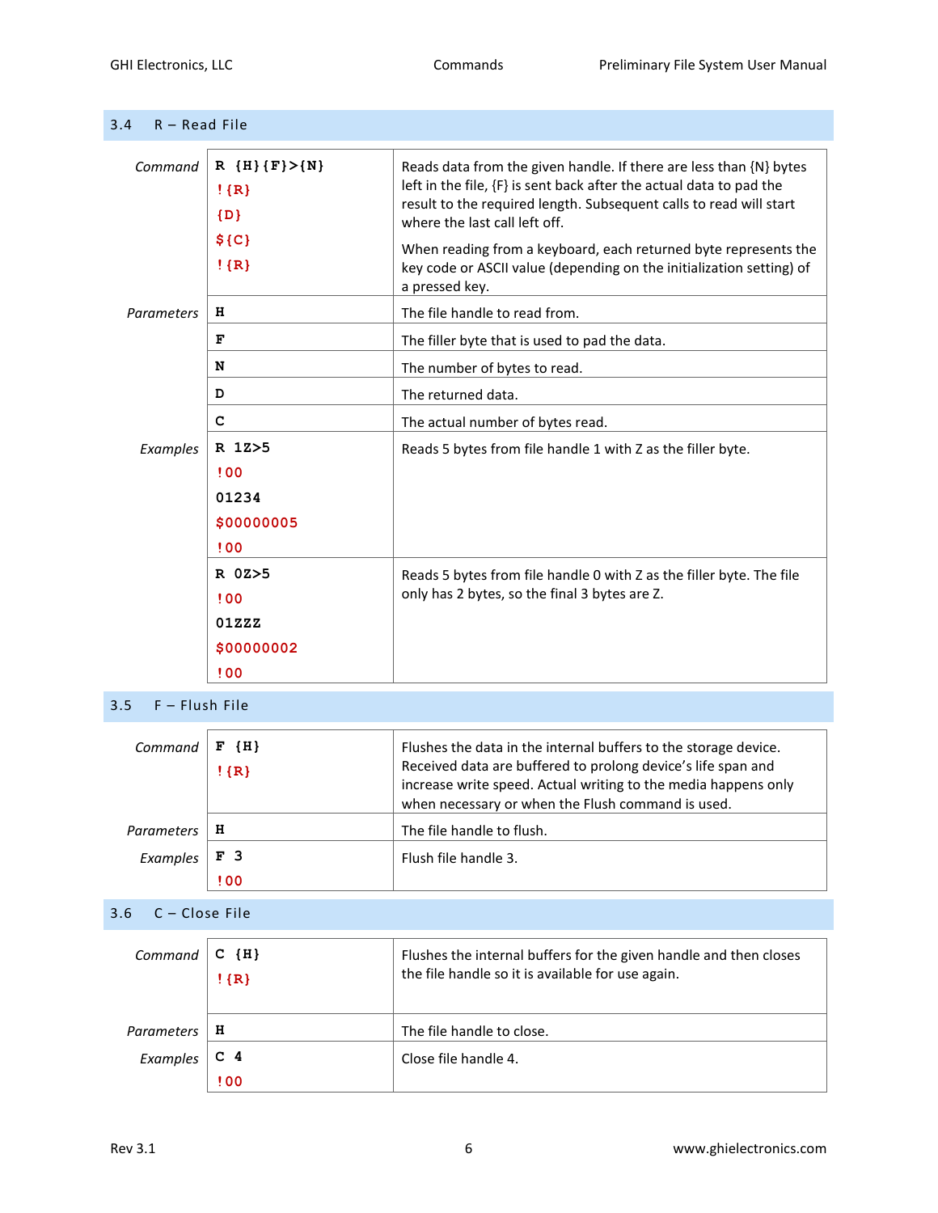## 3.4 R – Read File

| | | |
|---|---|---|
| *Command* | `R {H}{F}>{N}`<br>`!{R}`<br>`{D}`<br>`${C}`<br>`!{R}` | Reads data from the given handle. If there are less than {N} bytes left in the file, {F} is sent back after the actual data to pad the result to the required length. Subsequent calls to read will start where the last call left off.<br><br>When reading from a keyboard, each returned byte represents the key code or ASCII value (depending on the initialization setting) of a pressed key. |
| *Parameters* | `H` | The file handle to read from. |
| | `F` | The filler byte that is used to pad the data. |
| | `N` | The number of bytes to read. |
| | `D` | The returned data. |
| | `C` | The actual number of bytes read. |
| *Examples* | `R 1Z>5`<br>`!00`<br>`01234`<br>`$00000005`<br>`!00` | Reads 5 bytes from file handle 1 with Z as the filler byte. |
| | `R 0Z>5`<br>`!00`<br>`01ZZZ`<br>`$00000002`<br>`!00` | Reads 5 bytes from file handle 0 with Z as the filler byte. The file only has 2 bytes, so the final 3 bytes are Z. |

## 3.5 F – Flush File

| | | |
|---|---|---|
| *Command* | `F {H}`<br>`!{R}` | Flushes the data in the internal buffers to the storage device. Received data are buffered to prolong device's life span and increase write speed. Actual writing to the media happens only when necessary or when the Flush command is used. |
| *Parameters* | `H` | The file handle to flush. |
| *Examples* | `F 3`<br>`!00` | Flush file handle 3. |

## 3.6 C – Close File

| | | |
|---|---|---|
| *Command* | `C {H}`<br>`!{R}` | Flushes the internal buffers for the given handle and then closes the file handle so it is available for use again. |
| *Parameters* | `H` | The file handle to close. |
| *Examples* | `C 4`<br>`!00` | Close file handle 4. |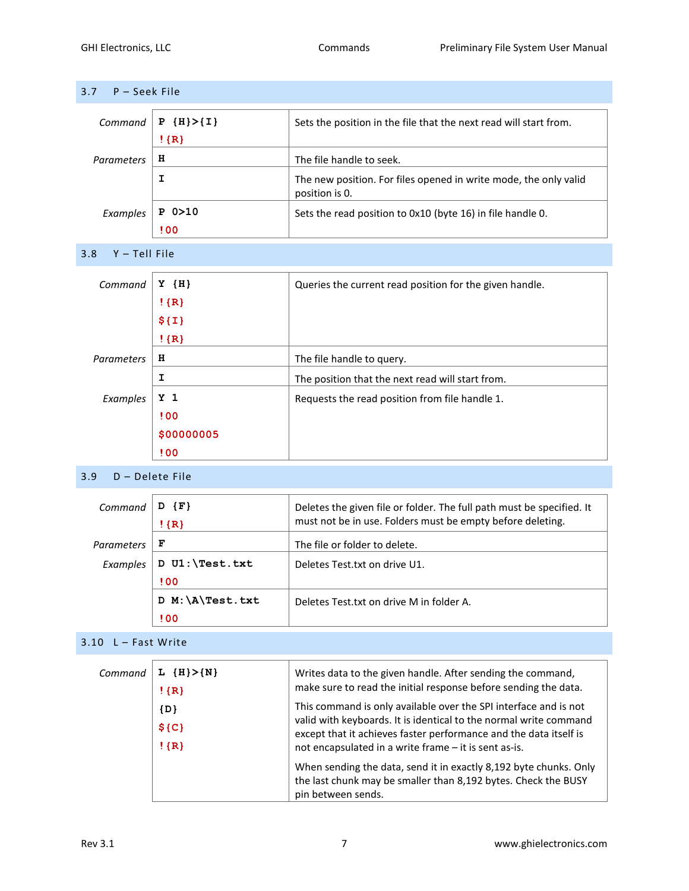## 3.7 P – Seek File

| | | |
|---|---|---|
| *Command* | **P {H}>{I}**<br>**!{R}** | Sets the position in the file that the next read will start from. |
| *Parameters* | **H** | The file handle to seek. |
| | **I** | The new position. For files opened in write mode, the only valid position is 0. |
| *Examples* | **P 0>10**<br>**!00** | Sets the read position to 0x10 (byte 16) in file handle 0. |

## 3.8 Y – Tell File

| | | |
|---|---|---|
| *Command* | **Y {H}**<br>**!{R}**<br>**${I}**<br>**!{R}** | Queries the current read position for the given handle. |
| *Parameters* | **H** | The file handle to query. |
| | **I** | The position that the next read will start from. |
| *Examples* | **Y 1**<br>**!00**<br>**$00000005**<br>**!00** | Requests the read position from file handle 1. |

## 3.9 D – Delete File

| | | |
|---|---|---|
| *Command* | **D {F}**<br>**!{R}** | Deletes the given file or folder. The full path must be specified. It must not be in use. Folders must be empty before deleting. |
| *Parameters* | **F** | The file or folder to delete. |
| *Examples* | **D U1:\Test.txt**<br>**!00** | Deletes Test.txt on drive U1. |
| | **D M:\A\Test.txt**<br>**!00** | Deletes Test.txt on drive M in folder A. |

## 3.10 L – Fast Write

| | | |
|---|---|---|
| *Command* | **L {H}>{N}**<br>**!{R}**<br>**{D}**<br>**${C}**<br>**!{R}** | Writes data to the given handle. After sending the command, make sure to read the initial response before sending the data.<br><br>This command is only available over the SPI interface and is not valid with keyboards. It is identical to the normal write command except that it achieves faster performance and the data itself is not encapsulated in a write frame – it is sent as-is.<br><br>When sending the data, send it in exactly 8,192 byte chunks. Only the last chunk may be smaller than 8,192 bytes. Check the BUSY pin between sends. |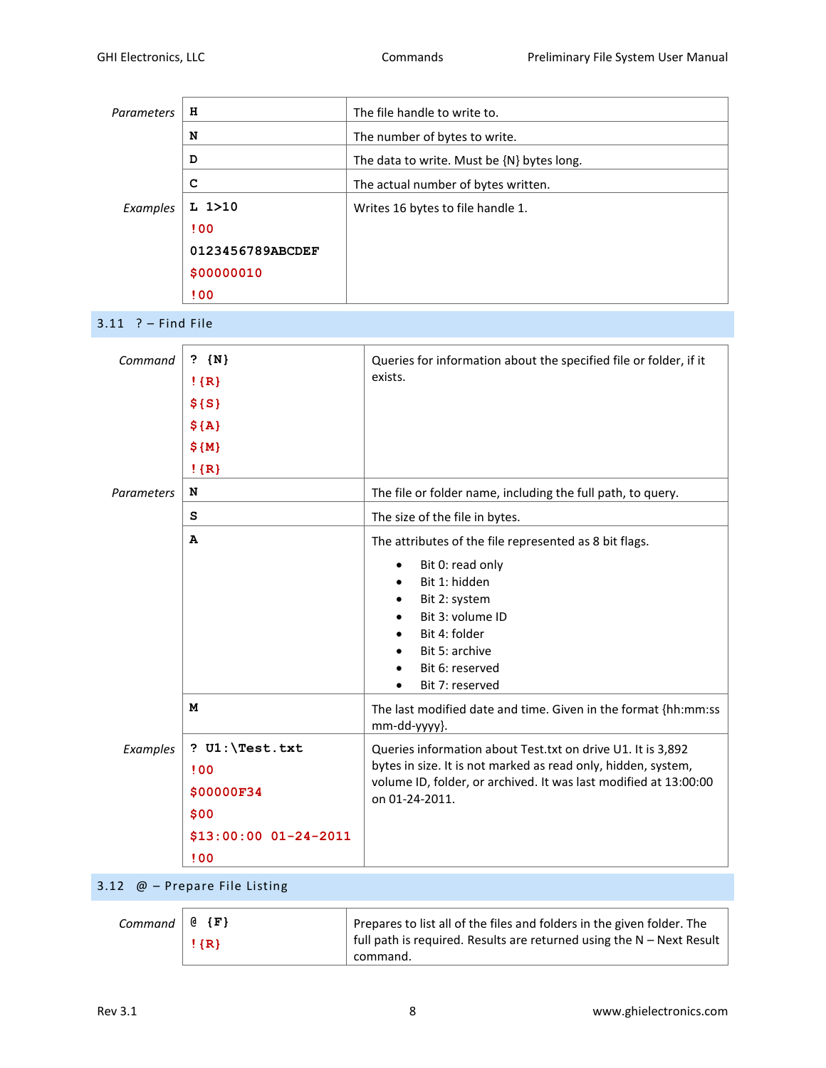| | | |
|---|---|---|
| *Parameters* | **H** | The file handle to write to. |
| | **N** | The number of bytes to write. |
| | **D** | The data to write. Must be {N} bytes long. |
| | **C** | The actual number of bytes written. |
| *Examples* | `L 1>10`<br>`!00`<br>`0123456789ABCDEF`<br>`$00000010`<br>`!00` | Writes 16 bytes to file handle 1. |

## 3.11 ? – Find File

| | | |
|---|---|---|
| *Command* | `? {N}`<br>`!{R}`<br>`${S}`<br>`${A}`<br>`${M}`<br>`!{R}` | Queries for information about the specified file or folder, if it exists. |
| *Parameters* | **N** | The file or folder name, including the full path, to query. |
| | **S** | The size of the file in bytes. |
| | **A** | The attributes of the file represented as 8 bit flags.<br>• Bit 0: read only<br>• Bit 1: hidden<br>• Bit 2: system<br>• Bit 3: volume ID<br>• Bit 4: folder<br>• Bit 5: archive<br>• Bit 6: reserved<br>• Bit 7: reserved |
| | **M** | The last modified date and time. Given in the format {hh:mm:ss mm-dd-yyyy}. |
| *Examples* | `? U1:\Test.txt`<br>`!00`<br>`$00000F34`<br>`$00`<br>`$13:00:00 01-24-2011`<br>`!00` | Queries information about Test.txt on drive U1. It is 3,892 bytes in size. It is not marked as read only, hidden, system, volume ID, folder, or archived. It was last modified at 13:00:00 on 01-24-2011. |

## 3.12 @ – Prepare File Listing

| | | |
|---|---|---|
| *Command* | `@ {F}`<br>`!{R}` | Prepares to list all of the files and folders in the given folder. The full path is required. Results are returned using the N – Next Result command. |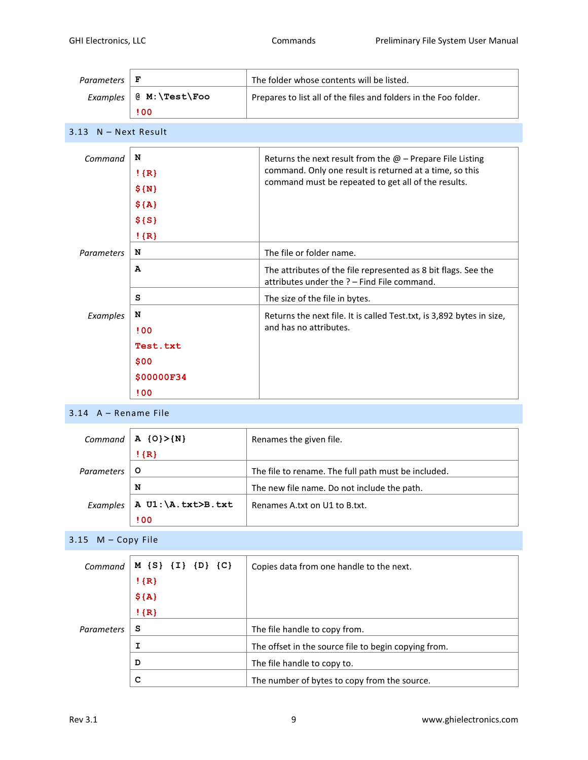| | | |
|---|---|---|
| *Parameters* | **F** | The folder whose contents will be listed. |
| *Examples* | **@ M:\Test\Foo**<br>**!00** | Prepares to list all of the files and folders in the Foo folder. |

## 3.13 N – Next Result

| | | |
|---|---|---|
| *Command* | **N**<br>**!{R}**<br>**${N}**<br>**${A}**<br>**${S}**<br>**!{R}** | Returns the next result from the @ – Prepare File Listing command. Only one result is returned at a time, so this command must be repeated to get all of the results. |
| *Parameters* | **N** | The file or folder name. |
| | **A** | The attributes of the file represented as 8 bit flags. See the attributes under the ? – Find File command. |
| | **S** | The size of the file in bytes. |
| *Examples* | **N**<br>**!00**<br>**Test.txt**<br>**$00**<br>**$00000F34**<br>**!00** | Returns the next file. It is called Test.txt, is 3,892 bytes in size, and has no attributes. |

## 3.14 A – Rename File

| | | |
|---|---|---|
| *Command* | **A {O}>{N}**<br>**!{R}** | Renames the given file. |
| *Parameters* | **O** | The file to rename. The full path must be included. |
| | **N** | The new file name. Do not include the path. |
| *Examples* | **A U1:\A.txt>B.txt**<br>**!00** | Renames A.txt on U1 to B.txt. |

## 3.15 M – Copy File

| | | |
|---|---|---|
| *Command* | **M {S} {I} {D} {C}**<br>**!{R}**<br>**${A}**<br>**!{R}** | Copies data from one handle to the next. |
| *Parameters* | **S** | The file handle to copy from. |
| | **I** | The offset in the source file to begin copying from. |
| | **D** | The file handle to copy to. |
| | **C** | The number of bytes to copy from the source. |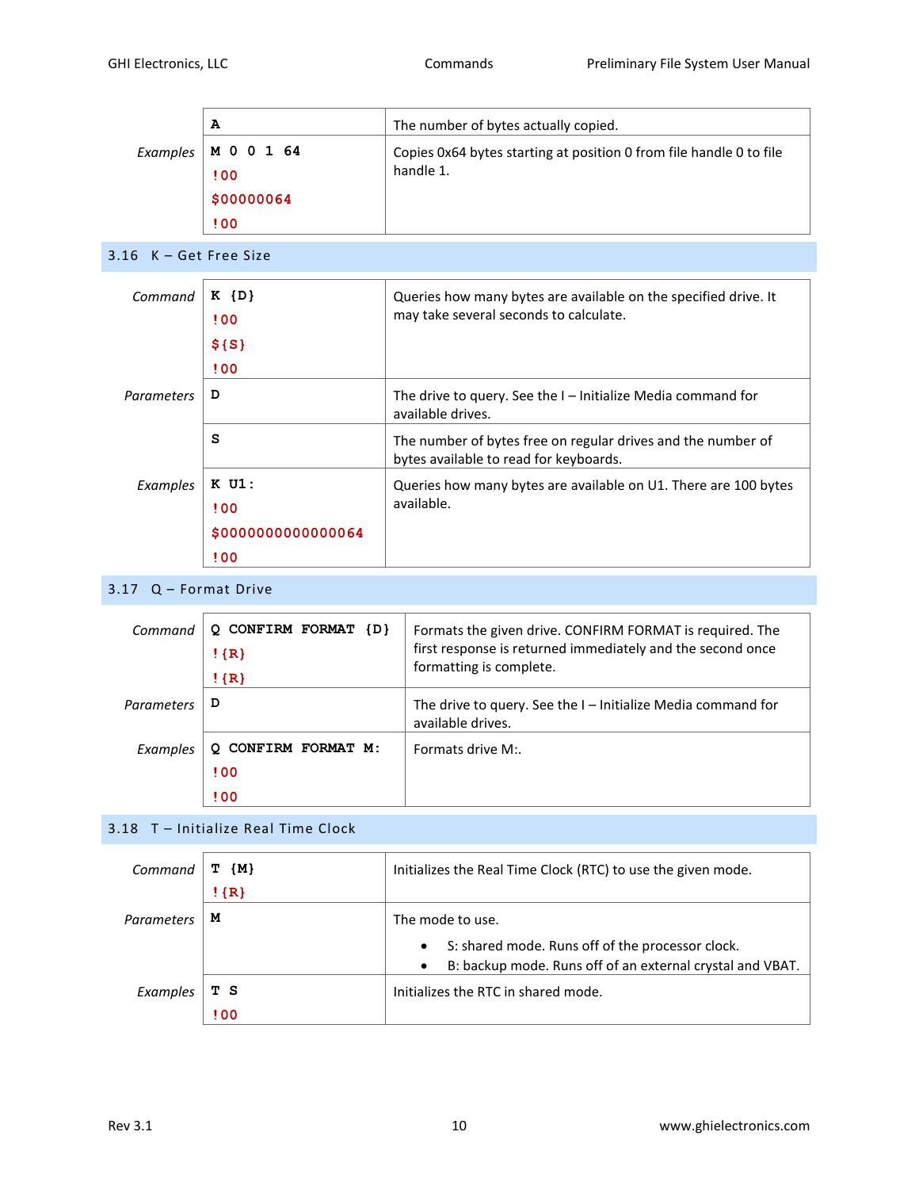| | | |
|---|---|---|
| | `A` | The number of bytes actually copied. |
| *Examples* | `M 0 0 1 64`<br>`!00`<br>`$00000064`<br>`!00` | Copies 0x64 bytes starting at position 0 from file handle 0 to file handle 1. |

## 3.16 K – Get Free Size

| | | |
|---|---|---|
| *Command* | `K {D}`<br>`!00`<br>`${S}`<br>`!00` | Queries how many bytes are available on the specified drive. It may take several seconds to calculate. |
| *Parameters* | `D` | The drive to query. See the I – Initialize Media command for available drives. |
| | `S` | The number of bytes free on regular drives and the number of bytes available to read for keyboards. |
| *Examples* | `K U1:`<br>`!00`<br>`$0000000000000064`<br>`!00` | Queries how many bytes are available on U1. There are 100 bytes available. |

## 3.17 Q – Format Drive

| | | |
|---|---|---|
| *Command* | `Q CONFIRM FORMAT {D}`<br>`!{R}`<br>`!{R}` | Formats the given drive. CONFIRM FORMAT is required. The first response is returned immediately and the second once formatting is complete. |
| *Parameters* | `D` | The drive to query. See the I – Initialize Media command for available drives. |
| *Examples* | `Q CONFIRM FORMAT M:`<br>`!00`<br>`!00` | Formats drive M:. |

## 3.18 T – Initialize Real Time Clock

| | | |
|---|---|---|
| *Command* | `T {M}`<br>`!{R}` | Initializes the Real Time Clock (RTC) to use the given mode. |
| *Parameters* | `M` | The mode to use.<br>• S: shared mode. Runs off of the processor clock.<br>• B: backup mode. Runs off of an external crystal and VBAT. |
| *Examples* | `T S`<br>`!00` | Initializes the RTC in shared mode. |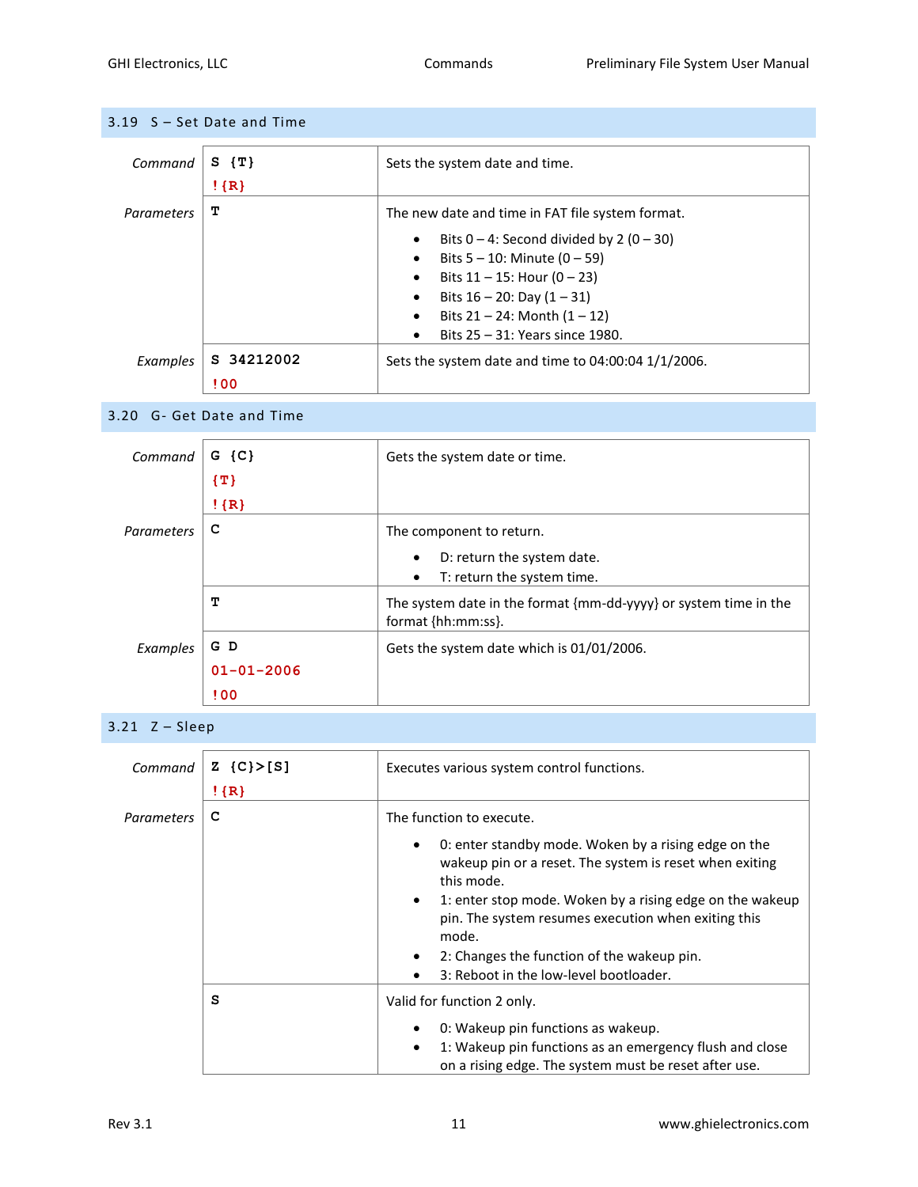## 3.19 S – Set Date and Time

| | | |
|---|---|---|
| *Command* | S {T}<br>!{R} | Sets the system date and time. |
| *Parameters* | T | The new date and time in FAT file system format.<br>• Bits 0 – 4: Second divided by 2 (0 – 30)<br>• Bits 5 – 10: Minute (0 – 59)<br>• Bits 11 – 15: Hour (0 – 23)<br>• Bits 16 – 20: Day (1 – 31)<br>• Bits 21 – 24: Month (1 – 12)<br>• Bits 25 – 31: Years since 1980. |
| *Examples* | S 34212002<br>!00 | Sets the system date and time to 04:00:04 1/1/2006. |

## 3.20 G- Get Date and Time

| | | |
|---|---|---|
| *Command* | G {C}<br>{T}<br>!{R} | Gets the system date or time. |
| *Parameters* | C | The component to return.<br>• D: return the system date.<br>• T: return the system time. |
| | T | The system date in the format {mm-dd-yyyy} or system time in the format {hh:mm:ss}. |
| *Examples* | G D<br>01-01-2006<br>!00 | Gets the system date which is 01/01/2006. |

## 3.21 Z – Sleep

| | | |
|---|---|---|
| *Command* | Z {C}>[S]<br>!{R} | Executes various system control functions. |
| *Parameters* | C | The function to execute.<br>• 0: enter standby mode. Woken by a rising edge on the wakeup pin or a reset. The system is reset when exiting this mode.<br>• 1: enter stop mode. Woken by a rising edge on the wakeup pin. The system resumes execution when exiting this mode.<br>• 2: Changes the function of the wakeup pin.<br>• 3: Reboot in the low-level bootloader. |
| | S | Valid for function 2 only.<br>• 0: Wakeup pin functions as wakeup.<br>• 1: Wakeup pin functions as an emergency flush and close on a rising edge. The system must be reset after use. |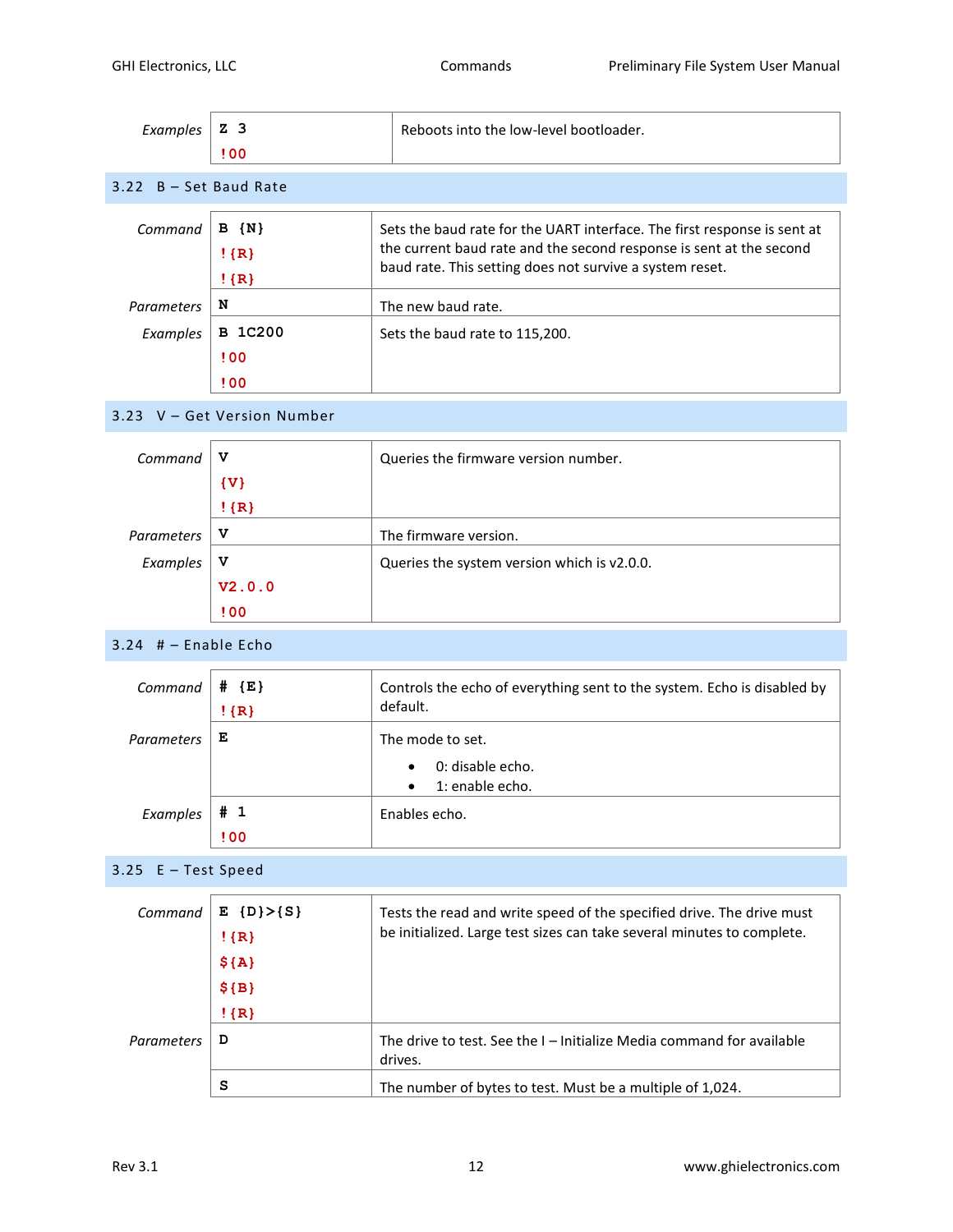| | | |
|---|---|---|
| *Examples* | Z 3<br>!00 | Reboots into the low-level bootloader. |

## 3.22 B – Set Baud Rate

| | | |
|---|---|---|
| *Command* | B {N}<br>!{R}<br>!{R} | Sets the baud rate for the UART interface. The first response is sent at the current baud rate and the second response is sent at the second baud rate. This setting does not survive a system reset. |
| *Parameters* | N | The new baud rate. |
| *Examples* | B 1C200<br>!00<br>!00 | Sets the baud rate to 115,200. |

## 3.23 V – Get Version Number

| | | |
|---|---|---|
| *Command* | V<br>{V}<br>!{R} | Queries the firmware version number. |
| *Parameters* | V | The firmware version. |
| *Examples* | V<br>V2.0.0<br>!00 | Queries the system version which is v2.0.0. |

## 3.24 # – Enable Echo

| | | |
|---|---|---|
| *Command* | # {E}<br>!{R} | Controls the echo of everything sent to the system. Echo is disabled by default. |
| *Parameters* | E | The mode to set.<br>• 0: disable echo.<br>• 1: enable echo. |
| *Examples* | # 1<br>!00 | Enables echo. |

## 3.25 E – Test Speed

| | | |
|---|---|---|
| *Command* | E {D}>{S}<br>!{R}<br>${A}<br>${B}<br>!{R} | Tests the read and write speed of the specified drive. The drive must be initialized. Large test sizes can take several minutes to complete. |
| *Parameters* | D | The drive to test. See the I – Initialize Media command for available drives. |
| | S | The number of bytes to test. Must be a multiple of 1,024. |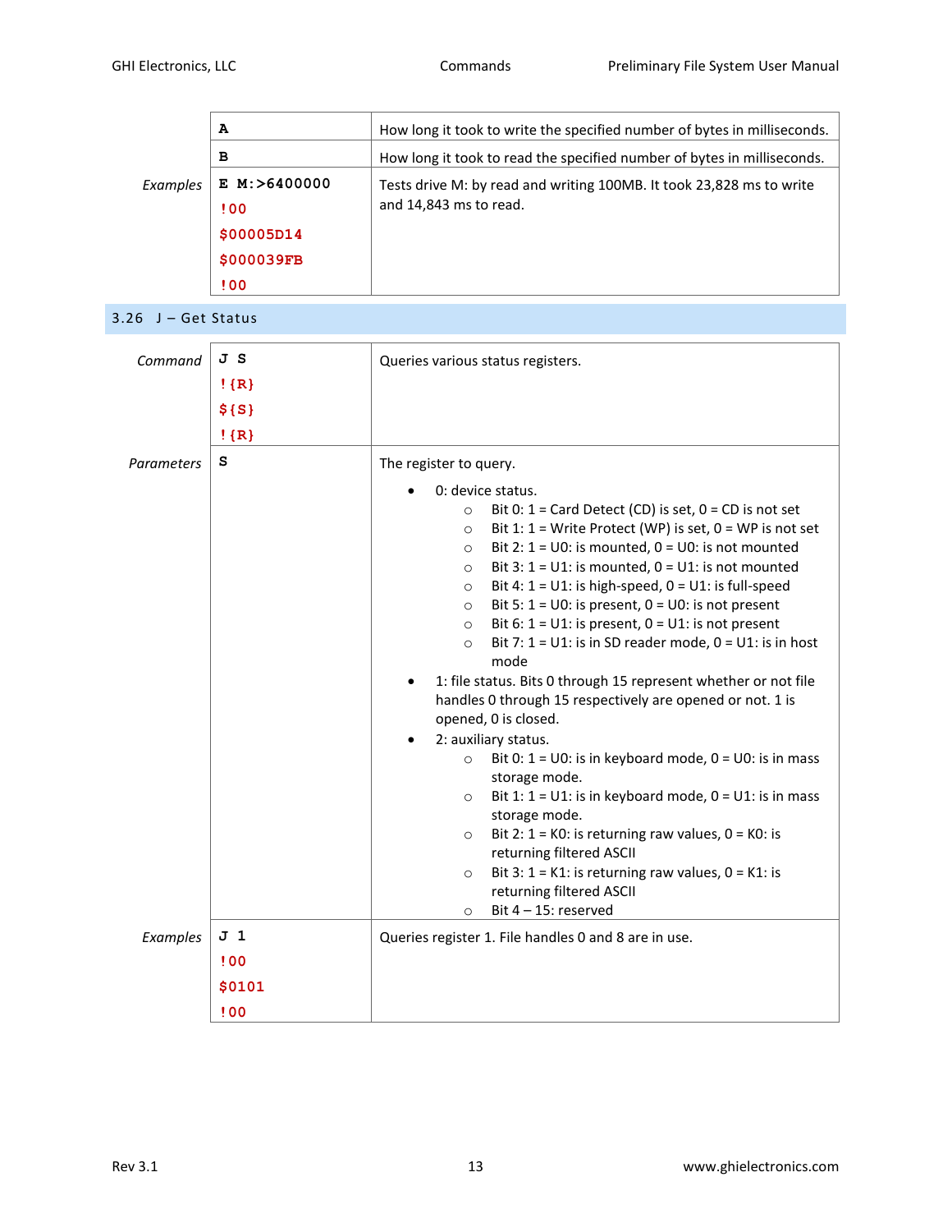| | | |
|---|---|---|
| | **A** | How long it took to write the specified number of bytes in milliseconds. |
| | **B** | How long it took to read the specified number of bytes in milliseconds. |
| *Examples* | **E M:>6400000**<br>!00<br>$00005D14<br>$000039FB<br>!00 | Tests drive M: by read and writing 100MB. It took 23,828 ms to write and 14,843 ms to read. |

## 3.26 J – Get Status

| | | |
|---|---|---|
| *Command* | **J S**<br>!{R}<br>${S}<br>!{R} | Queries various status registers. |
| *Parameters* | **S** | The register to query.<br>• 0: device status.<br>&nbsp;&nbsp;&nbsp;&nbsp;○ Bit 0: 1 = Card Detect (CD) is set, 0 = CD is not set<br>&nbsp;&nbsp;&nbsp;&nbsp;○ Bit 1: 1 = Write Protect (WP) is set, 0 = WP is not set<br>&nbsp;&nbsp;&nbsp;&nbsp;○ Bit 2: 1 = U0: is mounted, 0 = U0: is not mounted<br>&nbsp;&nbsp;&nbsp;&nbsp;○ Bit 3: 1 = U1: is mounted, 0 = U1: is not mounted<br>&nbsp;&nbsp;&nbsp;&nbsp;○ Bit 4: 1 = U1: is high-speed, 0 = U1: is full-speed<br>&nbsp;&nbsp;&nbsp;&nbsp;○ Bit 5: 1 = U0: is present, 0 = U0: is not present<br>&nbsp;&nbsp;&nbsp;&nbsp;○ Bit 6: 1 = U1: is present, 0 = U1: is not present<br>&nbsp;&nbsp;&nbsp;&nbsp;○ Bit 7: 1 = U1: is in SD reader mode, 0 = U1: is in host mode<br>• 1: file status. Bits 0 through 15 represent whether or not file handles 0 through 15 respectively are opened or not. 1 is opened, 0 is closed.<br>• 2: auxiliary status.<br>&nbsp;&nbsp;&nbsp;&nbsp;○ Bit 0: 1 = U0: is in keyboard mode, 0 = U0: is in mass storage mode.<br>&nbsp;&nbsp;&nbsp;&nbsp;○ Bit 1: 1 = U1: is in keyboard mode, 0 = U1: is in mass storage mode.<br>&nbsp;&nbsp;&nbsp;&nbsp;○ Bit 2: 1 = K0: is returning raw values, 0 = K0: is returning filtered ASCII<br>&nbsp;&nbsp;&nbsp;&nbsp;○ Bit 3: 1 = K1: is returning raw values, 0 = K1: is returning filtered ASCII<br>&nbsp;&nbsp;&nbsp;&nbsp;○ Bit 4 – 15: reserved |
| *Examples* | **J 1**<br>!00<br>$0101<br>!00 | Queries register 1. File handles 0 and 8 are in use. |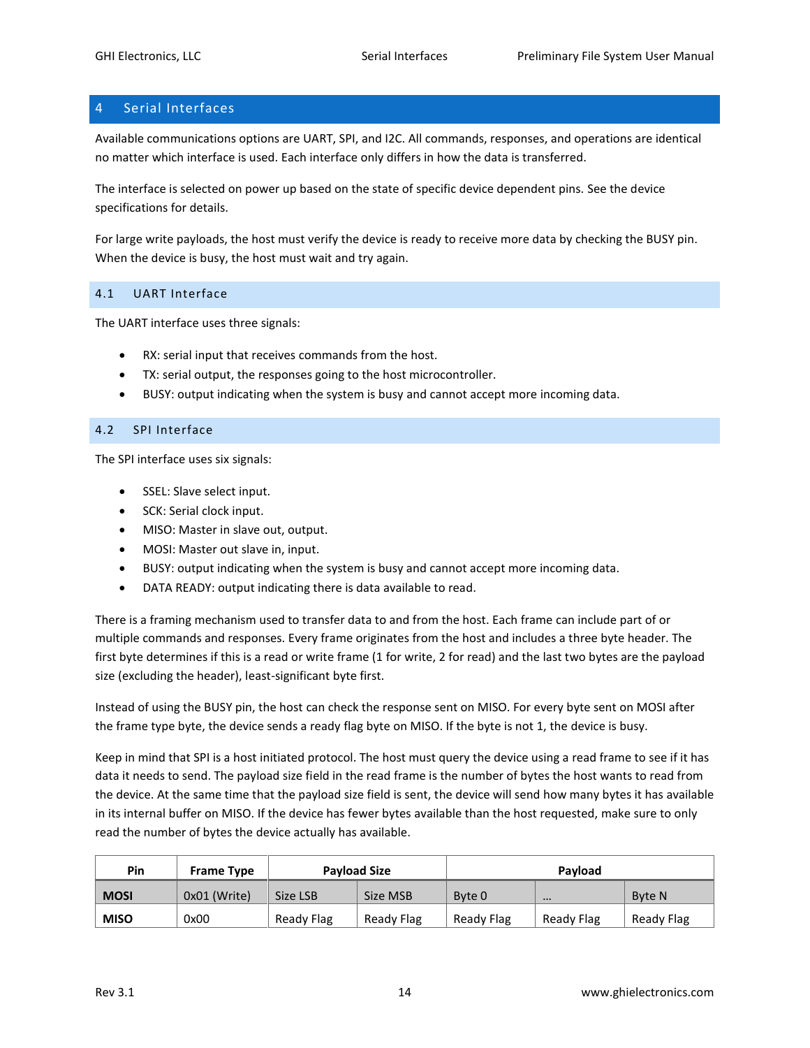# 4 Serial Interfaces

Available communications options are UART, SPI, and I2C. All commands, responses, and operations are identical no matter which interface is used. Each interface only differs in how the data is transferred.

The interface is selected on power up based on the state of specific device dependent pins. See the device specifications for details.

For large write payloads, the host must verify the device is ready to receive more data by checking the BUSY pin. When the device is busy, the host must wait and try again.

## 4.1 UART Interface

The UART interface uses three signals:

- RX: serial input that receives commands from the host.
- TX: serial output, the responses going to the host microcontroller.
- BUSY: output indicating when the system is busy and cannot accept more incoming data.

## 4.2 SPI Interface

The SPI interface uses six signals:

- SSEL: Slave select input.
- SCK: Serial clock input.
- MISO: Master in slave out, output.
- MOSI: Master out slave in, input.
- BUSY: output indicating when the system is busy and cannot accept more incoming data.
- DATA READY: output indicating there is data available to read.

There is a framing mechanism used to transfer data to and from the host. Each frame can include part of or multiple commands and responses. Every frame originates from the host and includes a three byte header. The first byte determines if this is a read or write frame (1 for write, 2 for read) and the last two bytes are the payload size (excluding the header), least-significant byte first.

Instead of using the BUSY pin, the host can check the response sent on MISO. For every byte sent on MOSI after the frame type byte, the device sends a ready flag byte on MISO. If the byte is not 1, the device is busy.

Keep in mind that SPI is a host initiated protocol. The host must query the device using a read frame to see if it has data it needs to send. The payload size field in the read frame is the number of bytes the host wants to read from the device. At the same time that the payload size field is sent, the device will send how many bytes it has available in its internal buffer on MISO. If the device has fewer bytes available than the host requested, make sure to only read the number of bytes the device actually has available.

| Pin | Frame Type | Payload Size | | Payload | | |
|---|---|---|---|---|---|---|
| **MOSI** | 0x01 (Write) | Size LSB | Size MSB | Byte 0 | … | Byte N |
| **MISO** | 0x00 | Ready Flag | Ready Flag | Ready Flag | Ready Flag | Ready Flag |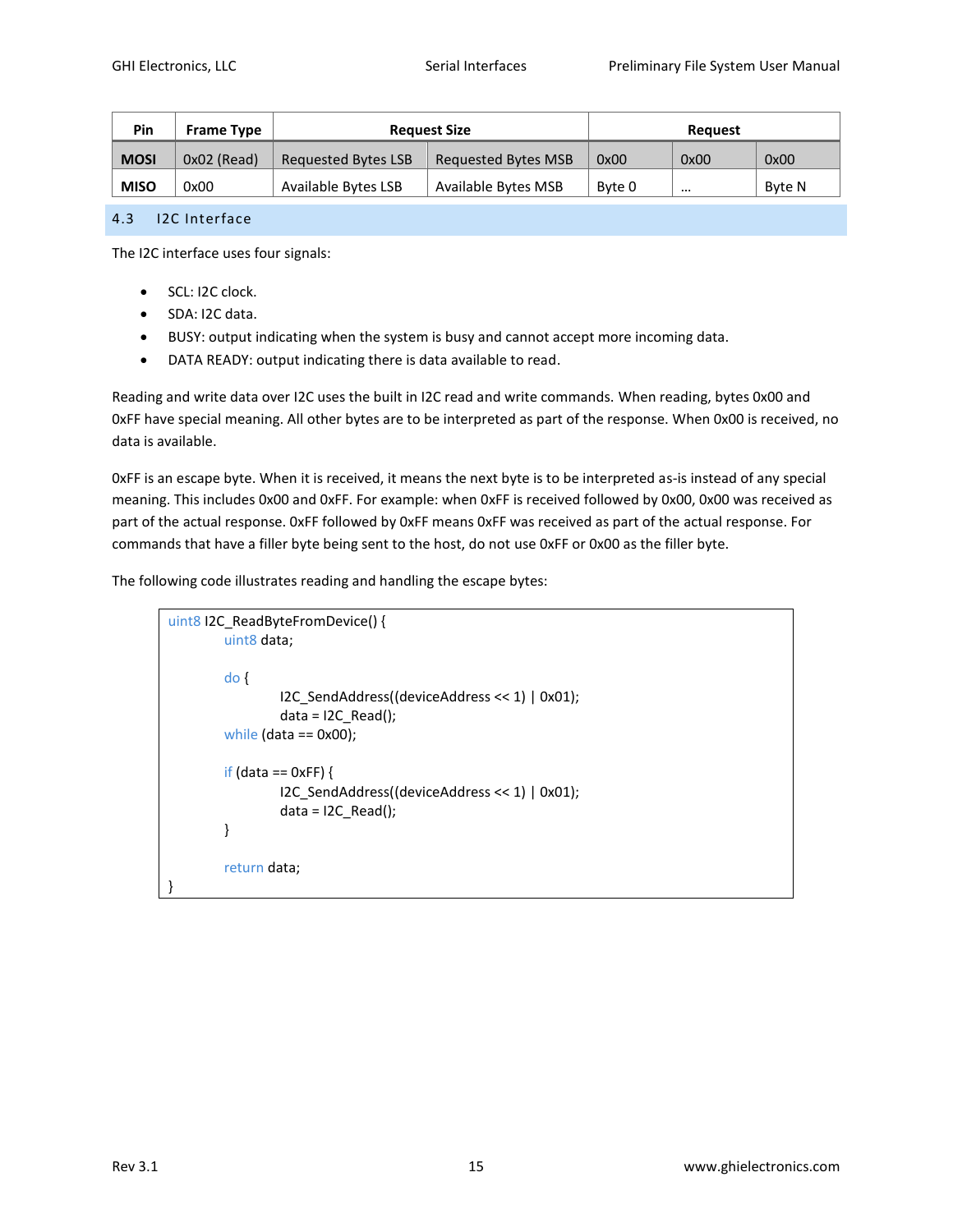| Pin | Frame Type | Request Size | | Request | | |
|---|---|---|---|---|---|---|
| **MOSI** | 0x02 (Read) | Requested Bytes LSB | Requested Bytes MSB | 0x00 | 0x00 | 0x00 |
| **MISO** | 0x00 | Available Bytes LSB | Available Bytes MSB | Byte 0 | … | Byte N |

## 4.3 I2C Interface

The I2C interface uses four signals:

- SCL: I2C clock.
- SDA: I2C data.
- BUSY: output indicating when the system is busy and cannot accept more incoming data.
- DATA READY: output indicating there is data available to read.

Reading and write data over I2C uses the built in I2C read and write commands. When reading, bytes 0x00 and 0xFF have special meaning. All other bytes are to be interpreted as part of the response. When 0x00 is received, no data is available.

0xFF is an escape byte. When it is received, it means the next byte is to be interpreted as-is instead of any special meaning. This includes 0x00 and 0xFF. For example: when 0xFF is received followed by 0x00, 0x00 was received as part of the actual response. 0xFF followed by 0xFF means 0xFF was received as part of the actual response. For commands that have a filler byte being sent to the host, do not use 0xFF or 0x00 as the filler byte.

The following code illustrates reading and handling the escape bytes:

```
uint8 I2C_ReadByteFromDevice() {
	uint8 data;

	do {
		I2C_SendAddress((deviceAddress << 1) | 0x01);
		data = I2C_Read();
	while (data == 0x00);

	if (data == 0xFF) {
		I2C_SendAddress((deviceAddress << 1) | 0x01);
		data = I2C_Read();
	}

	return data;
}
```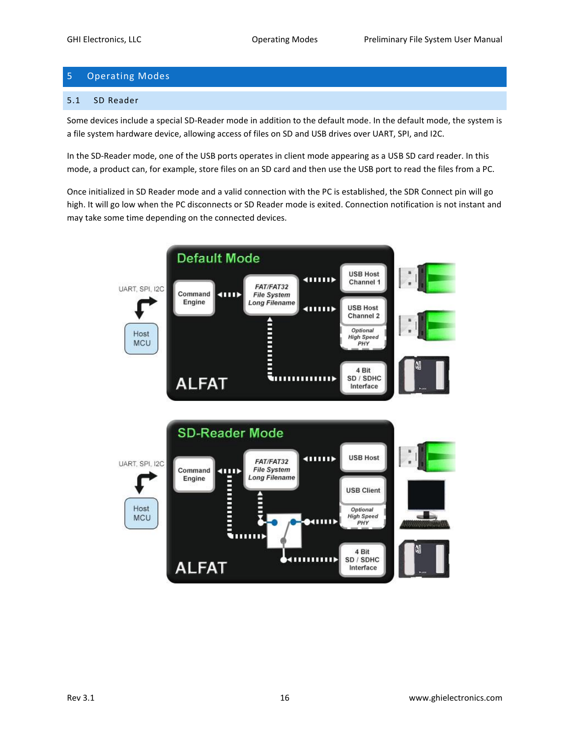# 5 Operating Modes

## 5.1 SD Reader

Some devices include a special SD-Reader mode in addition to the default mode. In the default mode, the system is a file system hardware device, allowing access of files on SD and USB drives over UART, SPI, and I2C.

In the SD-Reader mode, one of the USB ports operates in client mode appearing as a USB SD card reader. In this mode, a product can, for example, store files on an SD card and then use the USB port to read the files from a PC.

Once initialized in SD Reader mode and a valid connection with the PC is established, the SDR Connect pin will go high. It will go low when the PC disconnects or SD Reader mode is exited. Connection notification is not instant and may take some time depending on the connected devices.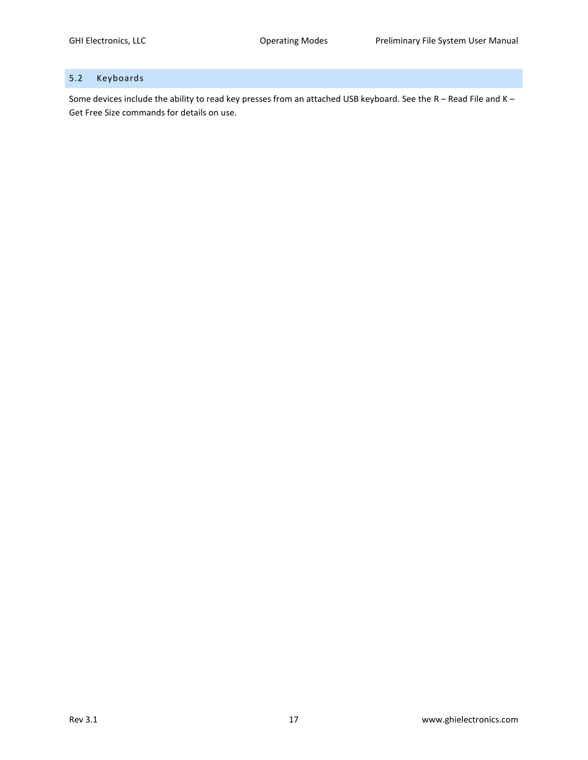## 5.2 Keyboards

Some devices include the ability to read key presses from an attached USB keyboard. See the R – Read File and K – Get Free Size commands for details on use.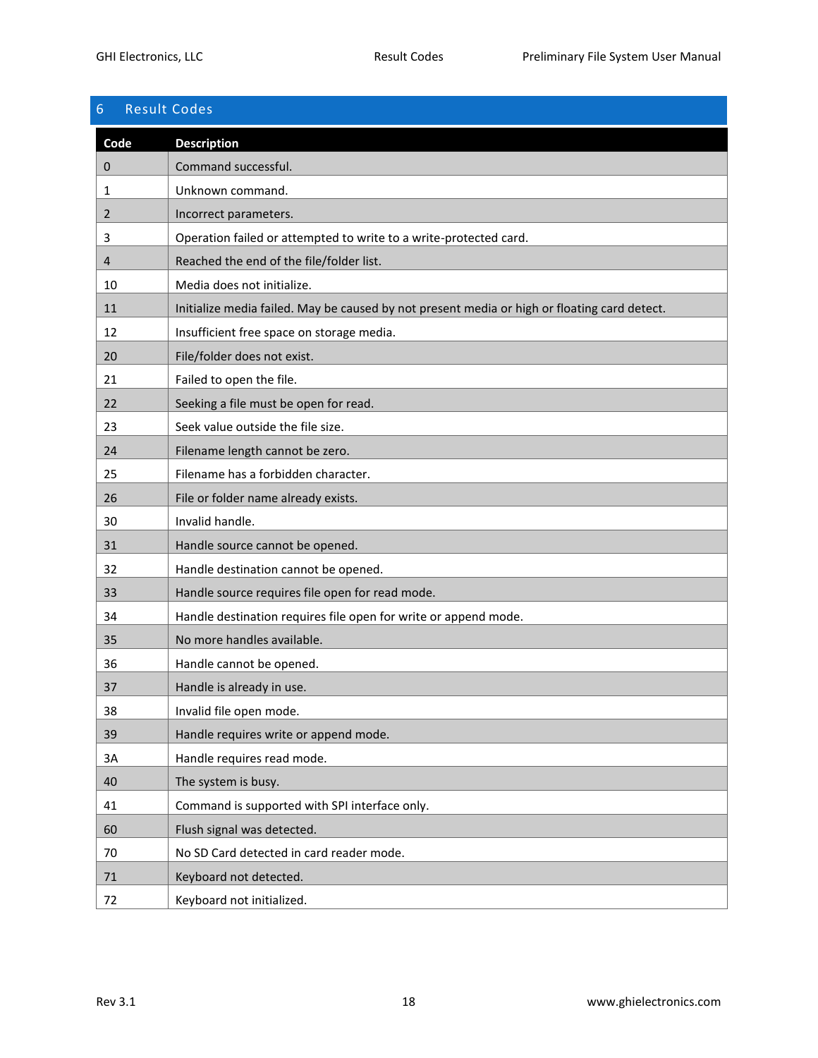# 6 Result Codes

| Code | Description |
|---|---|
| 0 | Command successful. |
| 1 | Unknown command. |
| 2 | Incorrect parameters. |
| 3 | Operation failed or attempted to write to a write-protected card. |
| 4 | Reached the end of the file/folder list. |
| 10 | Media does not initialize. |
| 11 | Initialize media failed. May be caused by not present media or high or floating card detect. |
| 12 | Insufficient free space on storage media. |
| 20 | File/folder does not exist. |
| 21 | Failed to open the file. |
| 22 | Seeking a file must be open for read. |
| 23 | Seek value outside the file size. |
| 24 | Filename length cannot be zero. |
| 25 | Filename has a forbidden character. |
| 26 | File or folder name already exists. |
| 30 | Invalid handle. |
| 31 | Handle source cannot be opened. |
| 32 | Handle destination cannot be opened. |
| 33 | Handle source requires file open for read mode. |
| 34 | Handle destination requires file open for write or append mode. |
| 35 | No more handles available. |
| 36 | Handle cannot be opened. |
| 37 | Handle is already in use. |
| 38 | Invalid file open mode. |
| 39 | Handle requires write or append mode. |
| 3A | Handle requires read mode. |
| 40 | The system is busy. |
| 41 | Command is supported with SPI interface only. |
| 60 | Flush signal was detected. |
| 70 | No SD Card detected in card reader mode. |
| 71 | Keyboard not detected. |
| 72 | Keyboard not initialized. |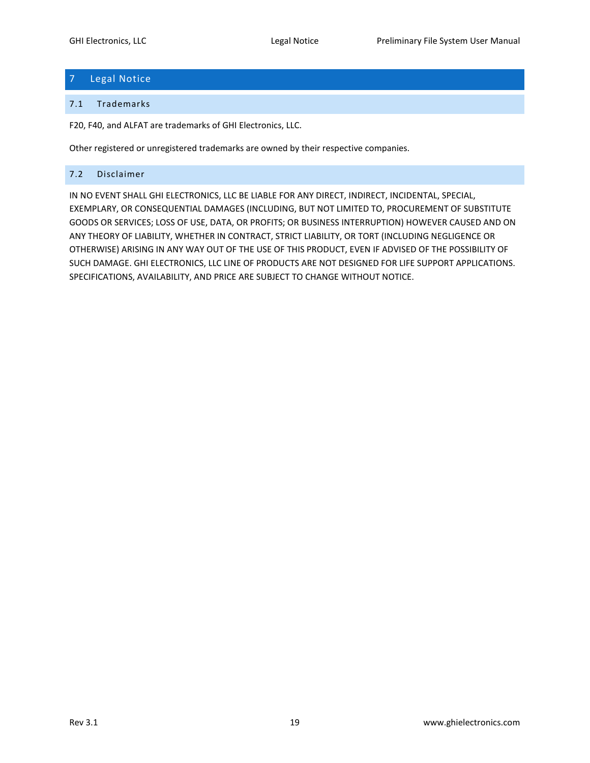# 7 Legal Notice

## 7.1 Trademarks

F20, F40, and ALFAT are trademarks of GHI Electronics, LLC.

Other registered or unregistered trademarks are owned by their respective companies.

## 7.2 Disclaimer

IN NO EVENT SHALL GHI ELECTRONICS, LLC BE LIABLE FOR ANY DIRECT, INDIRECT, INCIDENTAL, SPECIAL, EXEMPLARY, OR CONSEQUENTIAL DAMAGES (INCLUDING, BUT NOT LIMITED TO, PROCUREMENT OF SUBSTITUTE GOODS OR SERVICES; LOSS OF USE, DATA, OR PROFITS; OR BUSINESS INTERRUPTION) HOWEVER CAUSED AND ON ANY THEORY OF LIABILITY, WHETHER IN CONTRACT, STRICT LIABILITY, OR TORT (INCLUDING NEGLIGENCE OR OTHERWISE) ARISING IN ANY WAY OUT OF THE USE OF THIS PRODUCT, EVEN IF ADVISED OF THE POSSIBILITY OF SUCH DAMAGE. GHI ELECTRONICS, LLC LINE OF PRODUCTS ARE NOT DESIGNED FOR LIFE SUPPORT APPLICATIONS. SPECIFICATIONS, AVAILABILITY, AND PRICE ARE SUBJECT TO CHANGE WITHOUT NOTICE.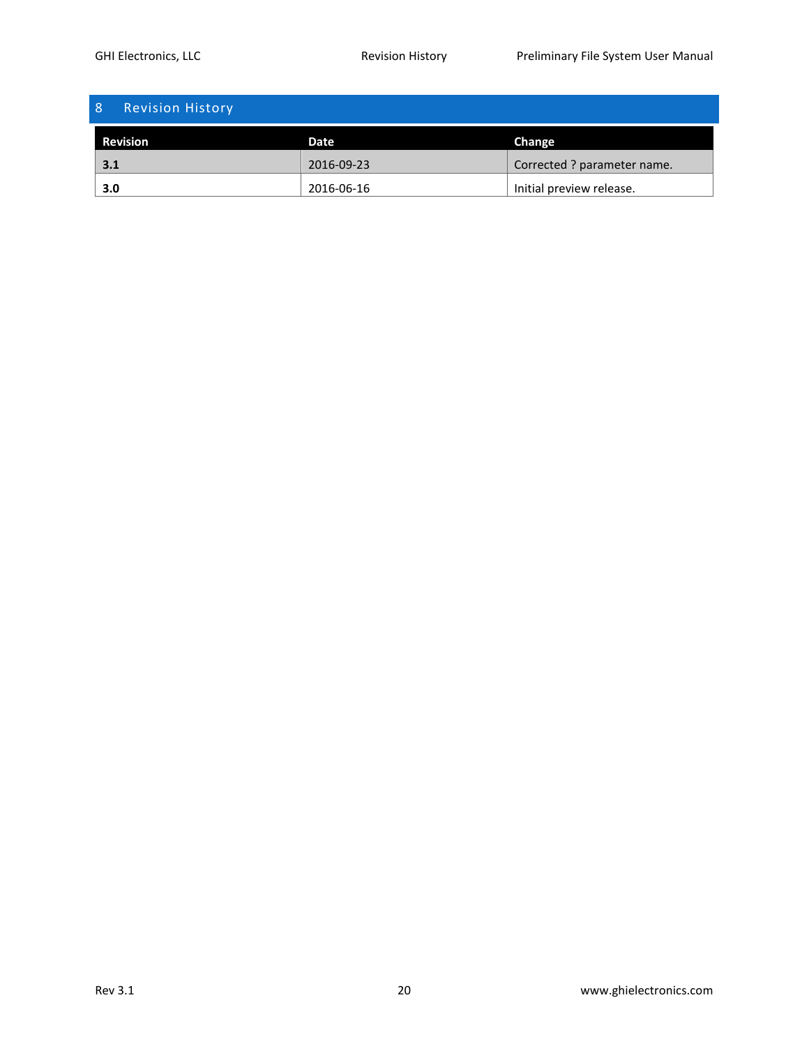# 8 Revision History

| Revision | Date | Change |
| --- | --- | --- |
| **3.1** | 2016-09-23 | Corrected ? parameter name. |
| **3.0** | 2016-06-16 | Initial preview release. |